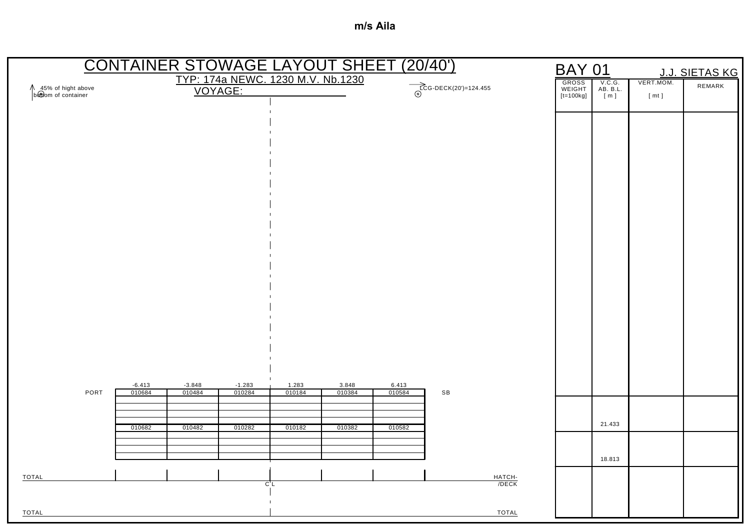**m/s Aila**

# CONTAINER STOWAGE LAYOUT SHEET (20/40')

TYP: 174a NEWC. 1230 M.V. Nb.1230

VOYAGE: ______________

45% of hight above bottom of container

LCG-DECK(20')=124.455

## BAY 01

J.J. SIETAS KG

| | -6.413 | -3.848 | -1.283 | 1.283 | 3.848 | 6.413 | |
|---|---|---|---|---|---|---|---|
| PORT | 010684 | 010484 | 010284 | 010184 | 010384 | 010584 | SB |
| | 010682 | 010482 | 010282 | 010182 | 010382 | 010582 | |

TOTAL — HATCH-/DECK

C'L

TOTAL — TOTAL

| GROSS WEIGHT [t=100kg] | V.C.G. AB. B.L. [ m ] | VERT.MOM. [ mt ] | REMARK |
|---|---|---|---|
| | | | |
| | 21.433 | | |
| | 18.813 | | |
| | | | |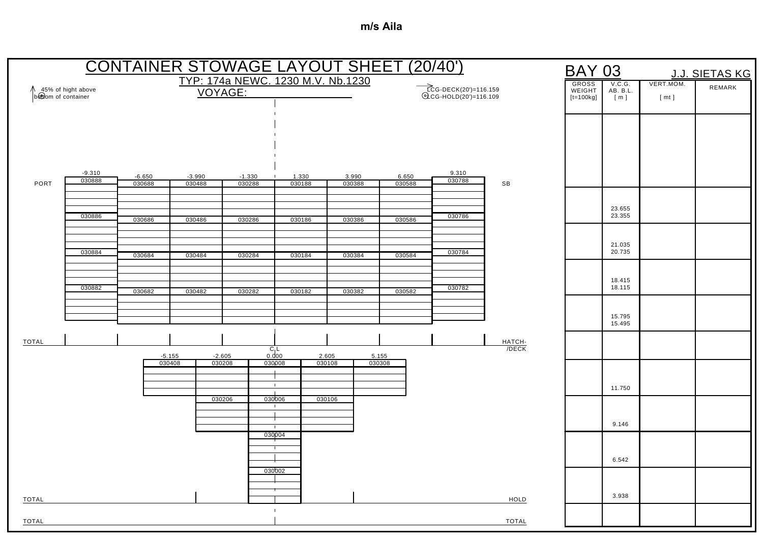**m/s Aila**

# CONTAINER STOWAGE LAYOUT SHEET (20/40')

TYP: 174a NEWC. 1230 M.V. Nb.1230

VOYAGE: ____________

45% of hight above bottom of container

LCG-DECK(20')=116.159
LCG-HOLD(20')=116.109

## BAY 03

J.J. SIETAS KG

### Deck

| | -9.310 | -6.650 | -3.990 | -1.330 | 1.330 | 3.990 | 6.650 | 9.310 | |
|---|---|---|---|---|---|---|---|---|---|
| PORT | 030888 | 030688 | 030488 | 030288 | 030188 | 030388 | 030588 | 030788 | SB |
| | 030886 | 030686 | 030486 | 030286 | 030186 | 030386 | 030586 | 030786 | |
| | 030884 | 030684 | 030484 | 030284 | 030184 | 030384 | 030584 | 030784 | |
| | 030882 | 030682 | 030482 | 030282 | 030182 | 030382 | 030582 | 030782 | |
| TOTAL | | | | | | | | | HATCH-/DECK |

### Hold

| | -5.155 | -2.605 | C.L 0.000 | 2.605 | 5.155 | |
|---|---|---|---|---|---|---|
| | 030408 | 030208 | 030008 | 030108 | 030308 | |
| | | 030206 | 030006 | 030106 | | |
| | | | 030004 | | | |
| | | | 030002 | | | |
| TOTAL | | | | | | HOLD |
| TOTAL | | | | | | TOTAL |

| GROSS WEIGHT [t=100kg] | V.C.G. AB. B.L. [ m ] | VERT.MOM. [ mt ] | REMARK |
|---|---|---|---|
| | | | |
| | 23.655<br>23.355 | | |
| | 21.035<br>20.735 | | |
| | 18.415<br>18.115 | | |
| | 15.795<br>15.495 | | |
| | | | |
| | 11.750 | | |
| | 9.146 | | |
| | 6.542 | | |
| | 3.938 | | |
| | | | |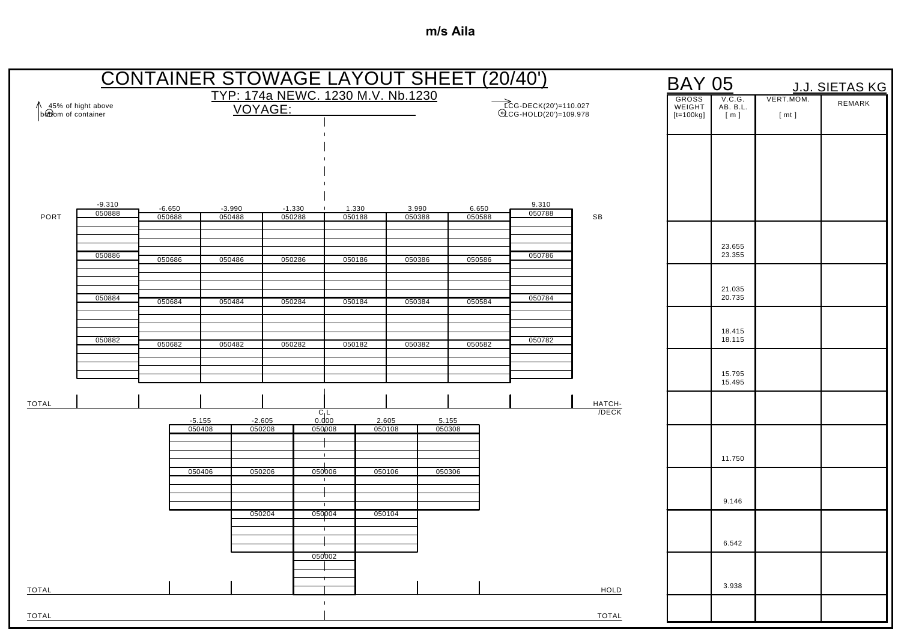**m/s Aila**

# CONTAINER STOWAGE LAYOUT SHEET (20/40')

TYP: 174a NEWC. 1230 M.V. Nb.1230

VOYAGE: ____________________

45% of hight above bottom of container

LCG-DECK(20')=110.027
LCG-HOLD(20')=109.978

## BAY 05 — J.J. SIETAS KG

### Deck (HATCH-/DECK)

| PORT | -9.310 | -6.650 | -3.990 | -1.330 | 1.330 | 3.990 | 6.650 | 9.310 | SB |
|---|---|---|---|---|---|---|---|---|---|
| | 050888 | 050688 | 050488 | 050288 | 050188 | 050388 | 050588 | 050788 | |
| | 050886 | 050686 | 050486 | 050286 | 050186 | 050386 | 050586 | 050786 | |
| | 050884 | 050684 | 050484 | 050284 | 050184 | 050384 | 050584 | 050784 | |
| | 050882 | 050682 | 050482 | 050282 | 050182 | 050382 | 050582 | 050782 | |
| TOTAL | | | | | | | | | HATCH-/DECK |

### Hold

| | -5.155 | -2.605 | C.L 0.000 | 2.605 | 5.155 | |
|---|---|---|---|---|---|---|
| | 050408 | 050208 | 050008 | 050108 | 050308 | |
| | 050406 | 050206 | 050006 | 050106 | 050306 | |
| | | 050204 | 050004 | 050104 | | |
| | | | 050002 | | | |
| TOTAL | | | | | | HOLD |

TOTAL — TOTAL

### Summary

| GROSS WEIGHT [t=100kg] | V.C.G. AB. B.L. [ m ] | VERT.MOM. [ mt ] | REMARK |
|---|---|---|---|
| | | | |
| | 23.655 / 23.355 | | |
| | 21.035 / 20.735 | | |
| | 18.415 / 18.115 | | |
| | 15.795 / 15.495 | | |
| | | | |
| | 11.750 | | |
| | 9.146 | | |
| | 6.542 | | |
| | 3.938 | | |
| | | | |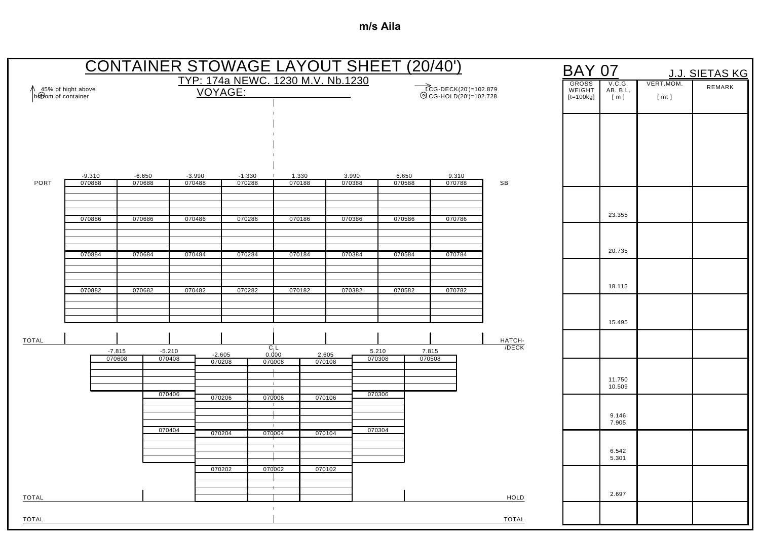**m/s Aila**

# CONTAINER STOWAGE LAYOUT SHEET (20/40')

TYP: 174a NEWC. 1230 M.V. Nb.1230

VOYAGE: ____________________

45% of hight above bottom of container

LCG-DECK(20')=102.879
LCG-HOLD(20')=102.728

## BAY 07

J.J. SIETAS KG

### Deck

| | -9.310 | -6.650 | -3.990 | -1.330 | 1.330 | 3.990 | 6.650 | 9.310 | |
|---|---|---|---|---|---|---|---|---|---|
| PORT | 070888 | 070688 | 070488 | 070288 | 070188 | 070388 | 070588 | 070788 | SB |
| | 070886 | 070686 | 070486 | 070286 | 070186 | 070386 | 070586 | 070786 | |
| | 070884 | 070684 | 070484 | 070284 | 070184 | 070384 | 070584 | 070784 | |
| | 070882 | 070682 | 070482 | 070282 | 070182 | 070382 | 070582 | 070782 | |
| TOTAL | | | | | | | | | HATCH-/DECK |

### Hold

| -7.815 | -5.210 | -2.605 | C.L 0.000 | 2.605 | 5.210 | 7.815 |
|---|---|---|---|---|---|---|
| 070608 | 070408 | 070208 | 070008 | 070108 | 070308 | 070508 |
| | 070406 | 070206 | 070006 | 070106 | 070306 | |
| | 070404 | 070204 | 070004 | 070104 | 070304 | |
| | | 070202 | 070002 | 070102 | | |

TOTAL — HOLD

TOTAL — TOTAL

### Summary

| GROSS WEIGHT [t=100kg] | V.C.G. AB. B.L. [ m ] | VERT.MOM. [ mt ] | REMARK |
|---|---|---|---|
| | | | |
| | 23.355 | | |
| | 20.735 | | |
| | 18.115 | | |
| | 15.495 | | |
| | | | |
| | 11.750<br>10.509 | | |
| | 9.146<br>7.905 | | |
| | 6.542<br>5.301 | | |
| | 2.697 | | |
| | | | |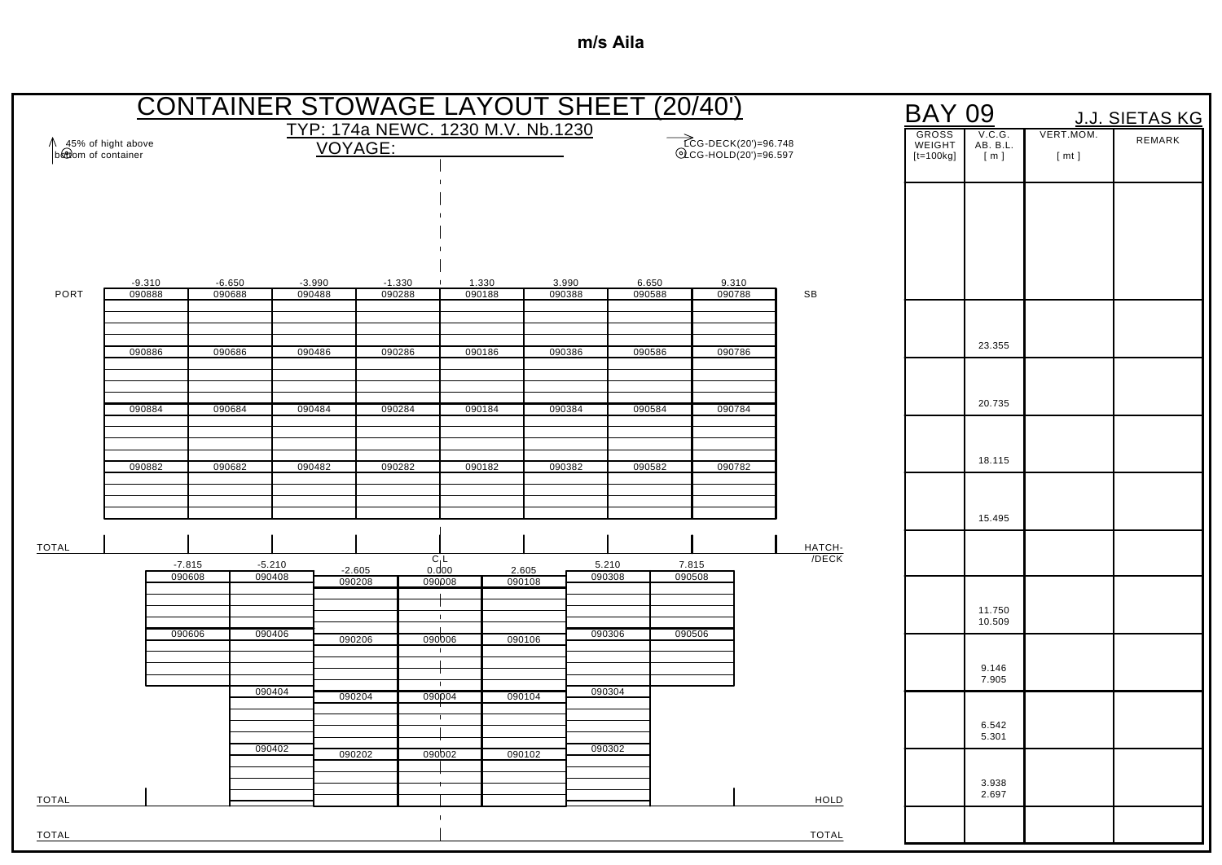**m/s Aila**

# CONTAINER STOWAGE LAYOUT SHEET (20/40')

TYP: 174a NEWC. 1230 M.V. Nb.1230

VOYAGE: ________________

45% of hight above bottom of container

LCG-DECK(20')=96.748

LCG-HOLD(20')=96.597

## BAY 09

J.J. SIETAS KG

### Deck

| PORT | -9.310 | -6.650 | -3.990 | -1.330 | 1.330 | 3.990 | 6.650 | 9.310 | SB |
|---|---|---|---|---|---|---|---|---|---|
| | 090888 | 090688 | 090488 | 090288 | 090188 | 090388 | 090588 | 090788 | |
| | 090886 | 090686 | 090486 | 090286 | 090186 | 090386 | 090586 | 090786 | |
| | 090884 | 090684 | 090484 | 090284 | 090184 | 090384 | 090584 | 090784 | |
| | 090882 | 090682 | 090482 | 090282 | 090182 | 090382 | 090582 | 090782 | |
| TOTAL | | | | | | | | | HATCH-/DECK |

### Hold

| | -7.815 | -5.210 | -2.605 | C L 0.000 | 2.605 | 5.210 | 7.815 | |
|---|---|---|---|---|---|---|---|---|
| | 090608 | 090408 | 090208 | 090008 | 090108 | 090308 | 090508 | |
| | 090606 | 090406 | 090206 | 090006 | 090106 | 090306 | 090506 | |
| | | 090404 | 090204 | 090004 | 090104 | 090304 | | |
| | | 090402 | 090202 | 090002 | 090102 | 090302 | | |
| TOTAL | | | | | | | | HOLD |
| TOTAL | | | | | | | | TOTAL |

| GROSS WEIGHT [t=100kg] | V.C.G. AB. B.L. [ m ] | VERT.MOM. [ mt ] | REMARK |
|---|---|---|---|
| | | | |
| | 23.355 | | |
| | 20.735 | | |
| | 18.115 | | |
| | 15.495 | | |
| | | | |
| | 11.750<br>10.509 | | |
| | 9.146<br>7.905 | | |
| | 6.542<br>5.301 | | |
| | 3.938<br>2.697 | | |
| | | | |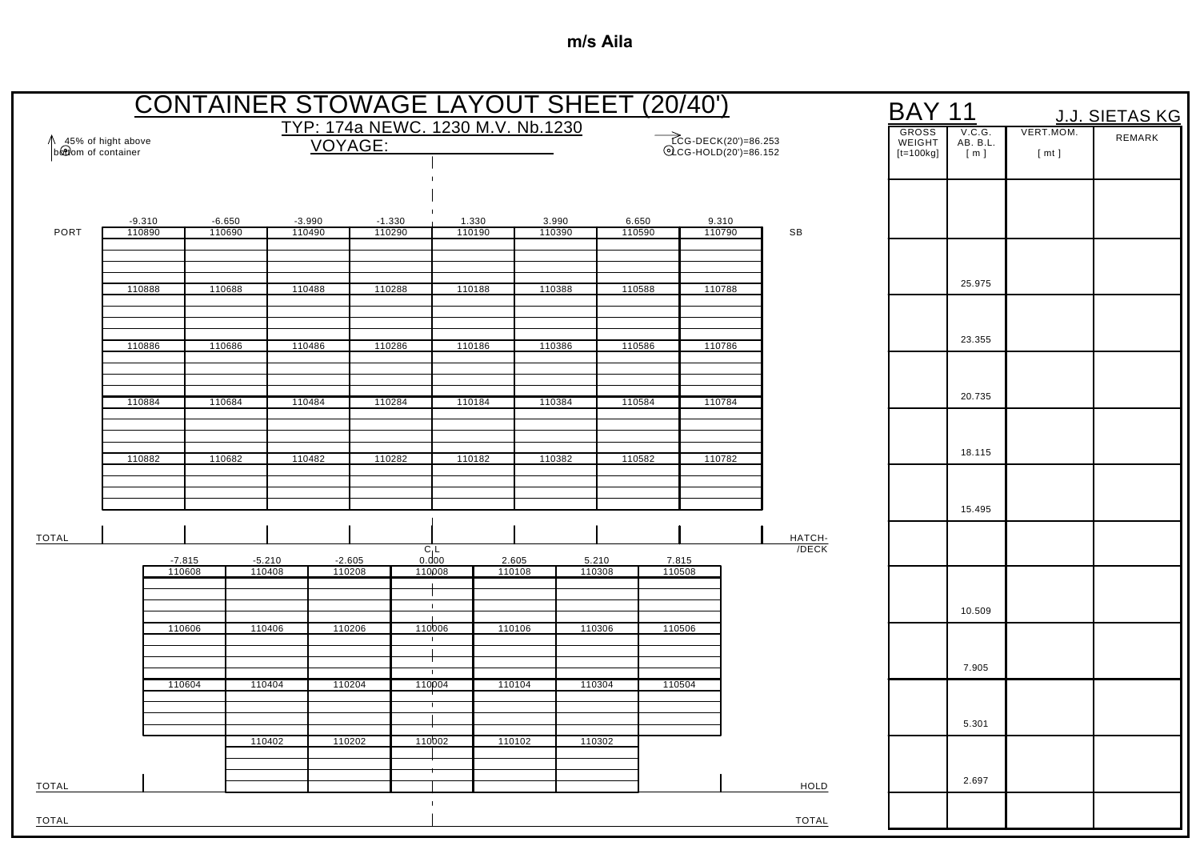**m/s Aila**

# CONTAINER STOWAGE LAYOUT SHEET (20/40')

TYP: 174a NEWC. 1230 M.V. Nb.1230

VOYAGE: ______________

45% of hight above bottom of container

LCG-DECK(20')=86.253
LCG-HOLD(20')=86.152

## BAY 11

J.J. SIETAS KG

### HATCH-/DECK

| PORT | -9.310 | -6.650 | -3.990 | -1.330 | 1.330 | 3.990 | 6.650 | 9.310 | SB |
|---|---|---|---|---|---|---|---|---|---|
| | 110890 | 110690 | 110490 | 110290 | 110190 | 110390 | 110590 | 110790 | |
| | 110888 | 110688 | 110488 | 110288 | 110188 | 110388 | 110588 | 110788 | |
| | 110886 | 110686 | 110486 | 110286 | 110186 | 110386 | 110586 | 110786 | |
| | 110884 | 110684 | 110484 | 110284 | 110184 | 110384 | 110584 | 110784 | |
| | 110882 | 110682 | 110482 | 110282 | 110182 | 110382 | 110582 | 110782 | |
| TOTAL | | | | | | | | | HATCH-/DECK |

### HOLD

| -7.815 | -5.210 | -2.605 | C.L 0.000 | 2.605 | 5.210 | 7.815 |
|---|---|---|---|---|---|---|
| 110608 | 110408 | 110208 | 110008 | 110108 | 110308 | 110508 |
| 110606 | 110406 | 110206 | 110006 | 110106 | 110306 | 110506 |
| 110604 | 110404 | 110204 | 110004 | 110104 | 110304 | 110504 |
| | 110402 | 110202 | 110002 | 110102 | 110302 | |

TOTAL — HOLD

TOTAL — TOTAL

| GROSS WEIGHT [t=100kg] | V.C.G. AB. B.L. [ m ] | VERT.MOM. [ mt ] | REMARK |
|---|---|---|---|
| | | | |
| | 25.975 | | |
| | 23.355 | | |
| | 20.735 | | |
| | 18.115 | | |
| | 15.495 | | |
| | | | |
| | 10.509 | | |
| | 7.905 | | |
| | 5.301 | | |
| | 2.697 | | |
| | | | |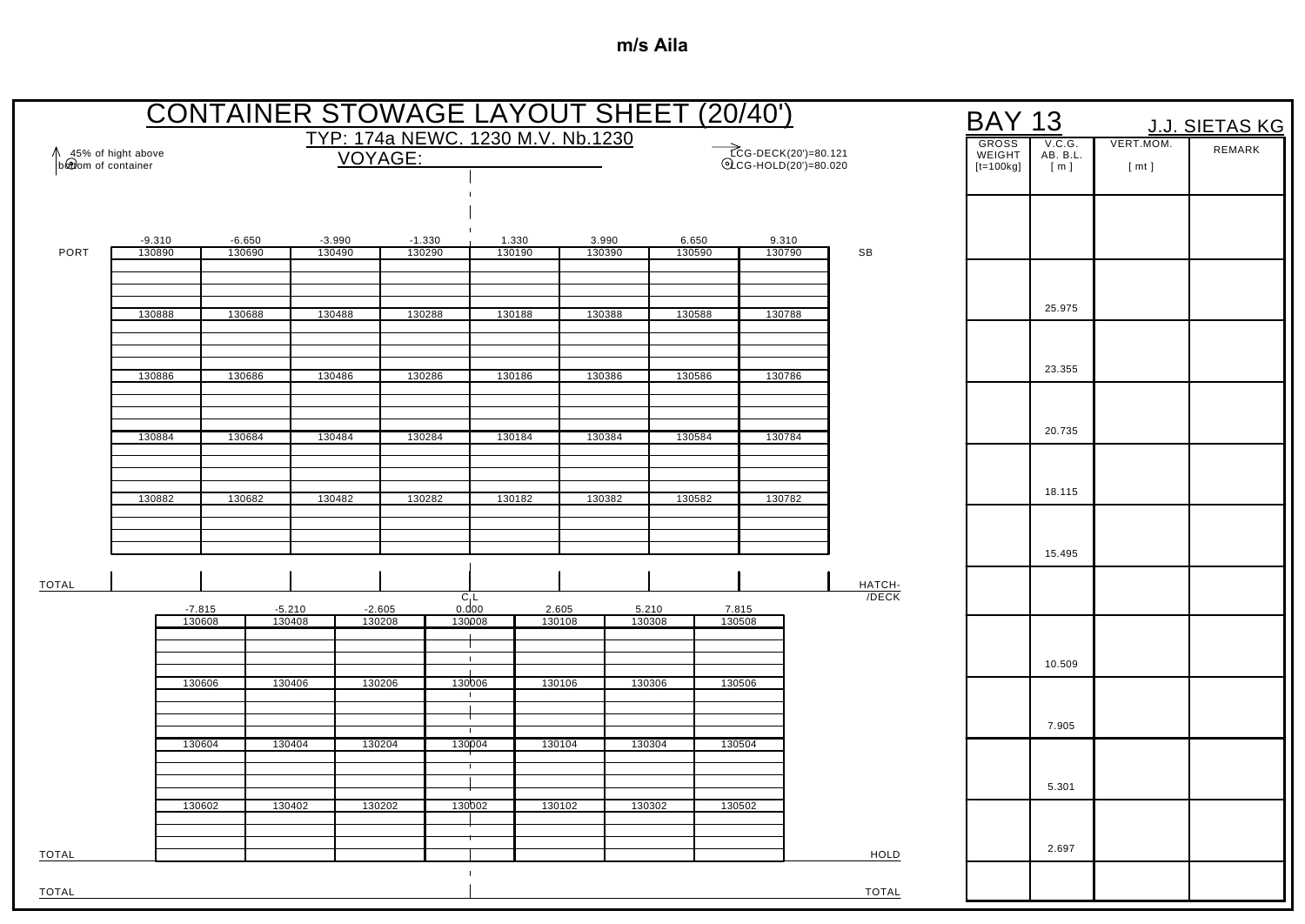**m/s Aila**

# CONTAINER STOWAGE LAYOUT SHEET (20/40')

TYP: 174a NEWC. 1230 M.V. Nb.1230

VOYAGE: ______________

45% of hight above bottom of container

LCG-DECK(20')=80.121
LCG-HOLD(20')=80.020

## BAY 13 — J.J. SIETAS KG

### Deck (Hatch/Deck)

| | -9.310 | -6.650 | -3.990 | -1.330 | 1.330 | 3.990 | 6.650 | 9.310 | |
|---|---|---|---|---|---|---|---|---|---|
| PORT | 130890 | 130690 | 130490 | 130290 | 130190 | 130390 | 130590 | 130790 | SB |
| | 130888 | 130688 | 130488 | 130288 | 130188 | 130388 | 130588 | 130788 | |
| | 130886 | 130686 | 130486 | 130286 | 130186 | 130386 | 130586 | 130786 | |
| | 130884 | 130684 | 130484 | 130284 | 130184 | 130384 | 130584 | 130784 | |
| | 130882 | 130682 | 130482 | 130282 | 130182 | 130382 | 130582 | 130782 | |
| TOTAL | | | | | | | | | HATCH-/DECK |

### Hold

| -7.815 | -5.210 | -2.605 | 0.000 (C.L) | 2.605 | 5.210 | 7.815 |
|---|---|---|---|---|---|---|
| 130608 | 130408 | 130208 | 130008 | 130108 | 130308 | 130508 |
| 130606 | 130406 | 130206 | 130006 | 130106 | 130306 | 130506 |
| 130604 | 130404 | 130204 | 130004 | 130104 | 130304 | 130504 |
| 130602 | 130402 | 130202 | 130002 | 130102 | 130302 | 130502 |

TOTAL — HOLD

TOTAL — TOTAL

### Weight / V.C.G. Table

| GROSS WEIGHT [t=100kg] | V.C.G. AB. B.L. [ m ] | VERT.MOM. [ mt ] | REMARK |
|---|---|---|---|
| | | | |
| | 25.975 | | |
| | 23.355 | | |
| | 20.735 | | |
| | 18.115 | | |
| | 15.495 | | |
| | | | |
| | 10.509 | | |
| | 7.905 | | |
| | 5.301 | | |
| | 2.697 | | |
| | | | |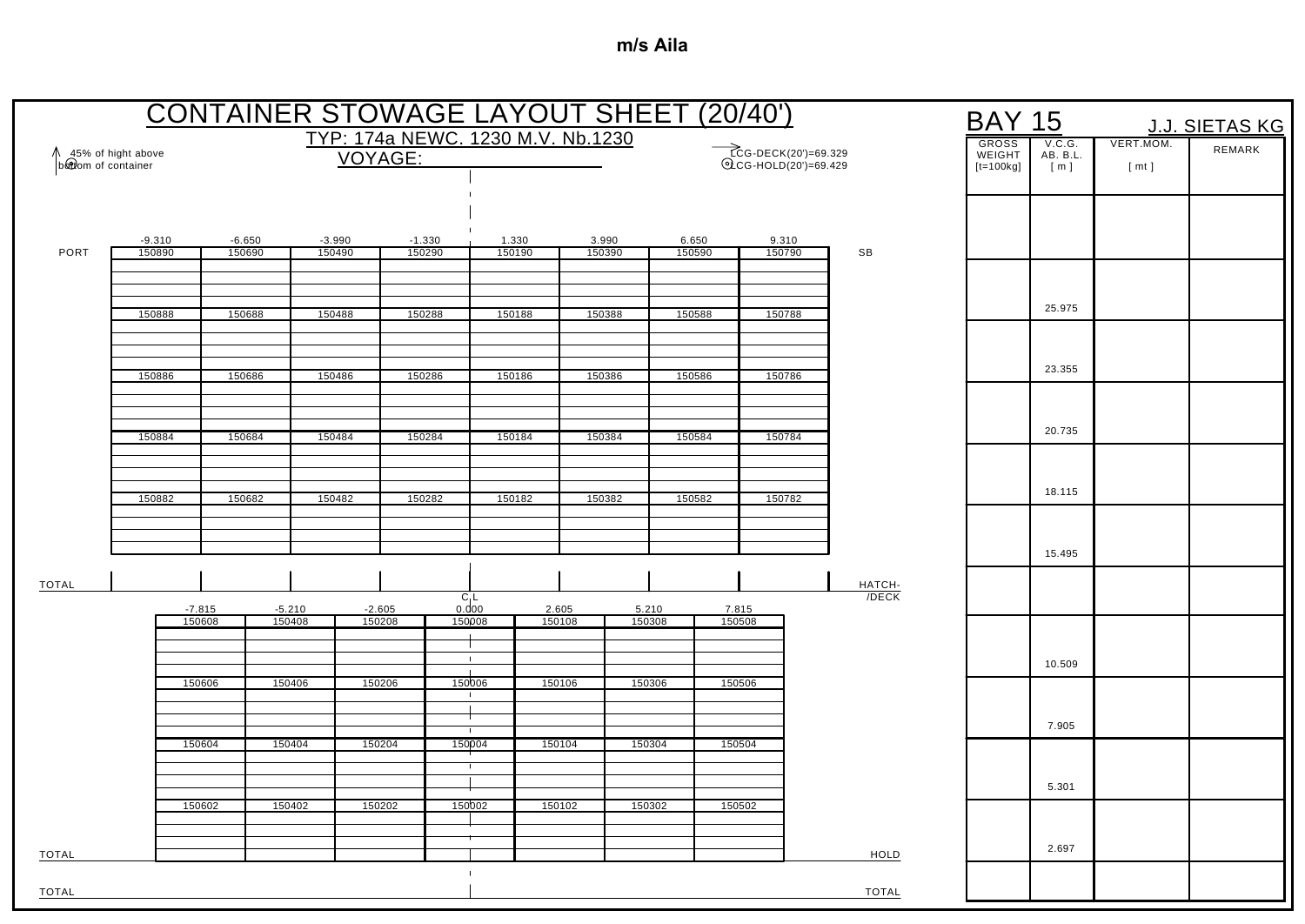**m/s Aila**

# CONTAINER STOWAGE LAYOUT SHEET (20/40')

TYP: 174a NEWC. 1230 M.V. Nb.1230

VOYAGE: ______________

45% of hight above bottom of container

LCG-DECK(20')=69.329
LCG-HOLD(20')=69.429

## BAY 15

J.J. SIETAS KG

### Deck

| | -9.310 | -6.650 | -3.990 | -1.330 | 1.330 | 3.990 | 6.650 | 9.310 | |
|---|---|---|---|---|---|---|---|---|---|
| PORT | 150890 | 150690 | 150490 | 150290 | 150190 | 150390 | 150590 | 150790 | SB |
| | 150888 | 150688 | 150488 | 150288 | 150188 | 150388 | 150588 | 150788 | |
| | 150886 | 150686 | 150486 | 150286 | 150186 | 150386 | 150586 | 150786 | |
| | 150884 | 150684 | 150484 | 150284 | 150184 | 150384 | 150584 | 150784 | |
| | 150882 | 150682 | 150482 | 150282 | 150182 | 150382 | 150582 | 150782 | |
| TOTAL | | | | | | | | | HATCH-/DECK |

### Hold

| | -7.815 | -5.210 | -2.605 | C.L 0.000 | 2.605 | 5.210 | 7.815 | |
|---|---|---|---|---|---|---|---|---|
| | 150608 | 150408 | 150208 | 150008 | 150108 | 150308 | 150508 | |
| | 150606 | 150406 | 150206 | 150006 | 150106 | 150306 | 150506 | |
| | 150604 | 150404 | 150204 | 150004 | 150104 | 150304 | 150504 | |
| | 150602 | 150402 | 150202 | 150002 | 150102 | 150302 | 150502 | |
| TOTAL | | | | | | | | HOLD |
| TOTAL | | | | | | | | TOTAL |

### Summary

| GROSS WEIGHT [t=100kg] | V.C.G. AB. B.L. [ m ] | VERT.MOM. [ mt ] | REMARK |
|---|---|---|---|
| | | | |
| | 25.975 | | |
| | 23.355 | | |
| | 20.735 | | |
| | 18.115 | | |
| | 15.495 | | |
| | | | |
| | 10.509 | | |
| | 7.905 | | |
| | 5.301 | | |
| | 2.697 | | |
| | | | |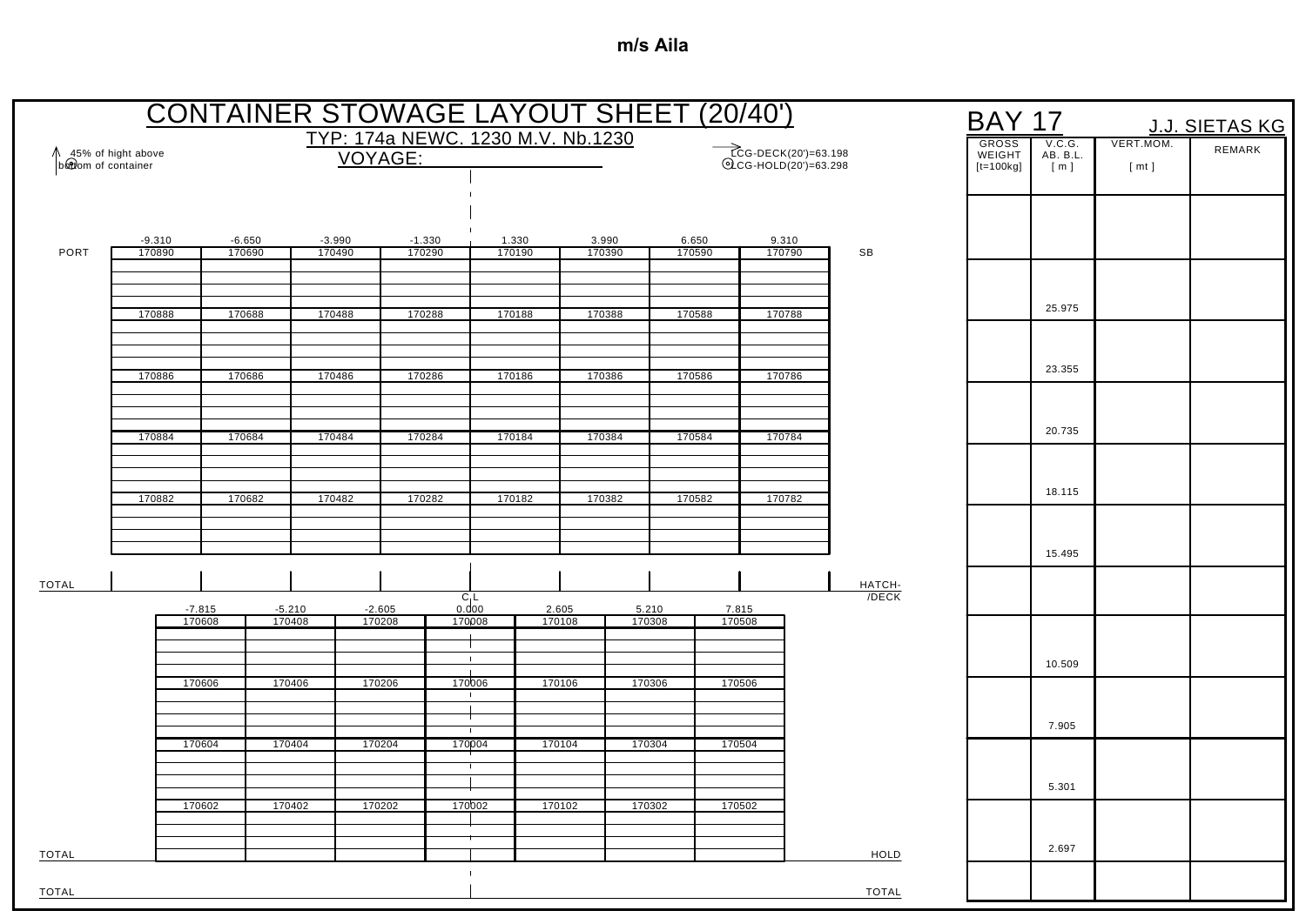**m/s Aila**

# CONTAINER STOWAGE LAYOUT SHEET (20/40')

TYP: 174a NEWC. 1230 M.V. Nb.1230

VOYAGE: ______________

45% of hight above bottom of container

LCG-DECK(20')=63.198
LCG-HOLD(20')=63.298

## BAY 17

J.J. SIETAS KG

### Deck

| PORT | -9.310 | -6.650 | -3.990 | -1.330 | 1.330 | 3.990 | 6.650 | 9.310 | SB |
|---|---|---|---|---|---|---|---|---|---|
| | 170890 | 170690 | 170490 | 170290 | 170190 | 170390 | 170590 | 170790 | |
| | 170888 | 170688 | 170488 | 170288 | 170188 | 170388 | 170588 | 170788 | |
| | 170886 | 170686 | 170486 | 170286 | 170186 | 170386 | 170586 | 170786 | |
| | 170884 | 170684 | 170484 | 170284 | 170184 | 170384 | 170584 | 170784 | |
| | 170882 | 170682 | 170482 | 170282 | 170182 | 170382 | 170582 | 170782 | |
| TOTAL | | | | | | | | | HATCH-/DECK |

### Hold

| | -7.815 | -5.210 | -2.605 | C.L 0.000 | 2.605 | 5.210 | 7.815 | |
|---|---|---|---|---|---|---|---|---|
| | 170608 | 170408 | 170208 | 170008 | 170108 | 170308 | 170508 | |
| | 170606 | 170406 | 170206 | 170006 | 170106 | 170306 | 170506 | |
| | 170604 | 170404 | 170204 | 170004 | 170104 | 170304 | 170504 | |
| | 170602 | 170402 | 170202 | 170002 | 170102 | 170302 | 170502 | |
| TOTAL | | | | | | | | HOLD |
| TOTAL | | | | | | | | TOTAL |

### Summary

| GROSS WEIGHT [t=100kg] | V.C.G. AB. B.L. [ m ] | VERT.MOM. [ mt ] | REMARK |
|---|---|---|---|
| | | | |
| | 25.975 | | |
| | 23.355 | | |
| | 20.735 | | |
| | 18.115 | | |
| | 15.495 | | |
| | | | |
| | 10.509 | | |
| | 7.905 | | |
| | 5.301 | | |
| | 2.697 | | |
| | | | |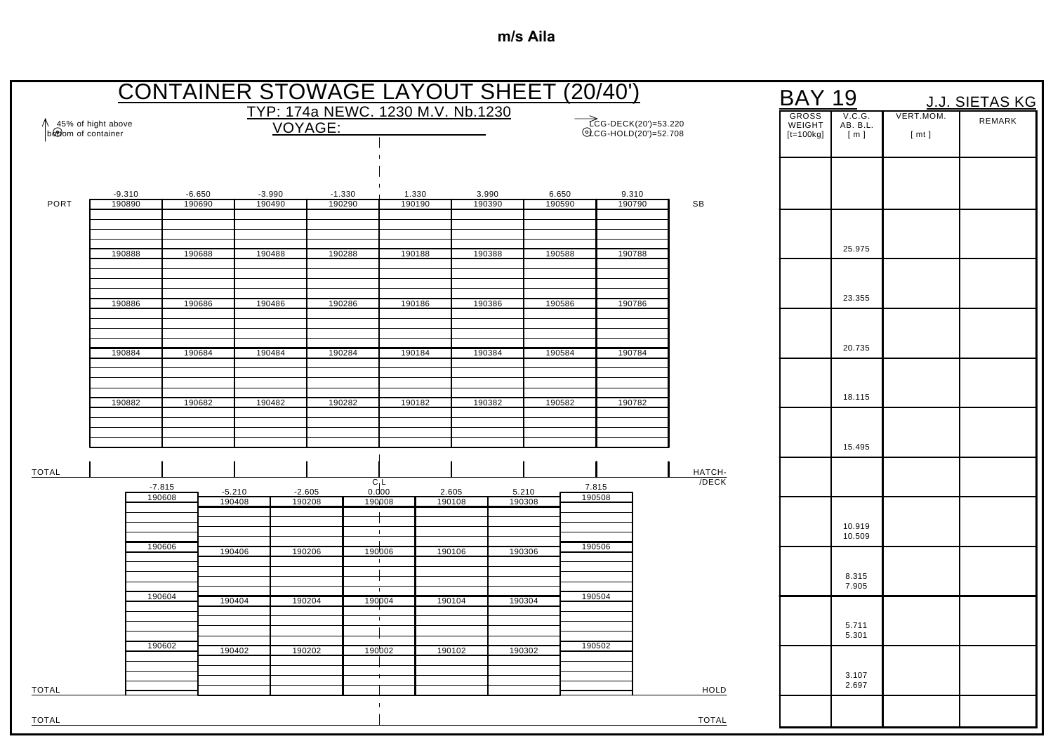**m/s Aila**

# CONTAINER STOWAGE LAYOUT SHEET (20/40')

TYP: 174a NEWC. 1230 M.V. Nb.1230

VOYAGE: ______________

45% of hight above bottom of container

LCG-DECK(20')=53.220
LCG-HOLD(20')=52.708

## BAY 19

J.J. SIETAS KG

### Deck

| | -9.310 | -6.650 | -3.990 | -1.330 | 1.330 | 3.990 | 6.650 | 9.310 | |
|---|---|---|---|---|---|---|---|---|---|
| PORT | 190890 | 190690 | 190490 | 190290 | 190190 | 190390 | 190590 | 190790 | SB |
| | 190888 | 190688 | 190488 | 190288 | 190188 | 190388 | 190588 | 190788 | |
| | 190886 | 190686 | 190486 | 190286 | 190186 | 190386 | 190586 | 190786 | |
| | 190884 | 190684 | 190484 | 190284 | 190184 | 190384 | 190584 | 190784 | |
| | 190882 | 190682 | 190482 | 190282 | 190182 | 190382 | 190582 | 190782 | |
| TOTAL | | | | | | | | | HATCH-/DECK |

### Hold

C.L

| -7.815 | -5.210 | -2.605 | 0.000 | 2.605 | 5.210 | 7.815 |
|---|---|---|---|---|---|---|
| 190608 | 190408 | 190208 | 190008 | 190108 | 190308 | 190508 |
| 190606 | 190406 | 190206 | 190006 | 190106 | 190306 | 190506 |
| 190604 | 190404 | 190204 | 190004 | 190104 | 190304 | 190504 |
| 190602 | 190402 | 190202 | 190002 | 190102 | 190302 | 190502 |

TOTAL — HOLD

TOTAL — TOTAL

### Summary

| GROSS WEIGHT [t=100kg] | V.C.G. AB. B.L. [ m ] | VERT.MOM. [ mt ] | REMARK |
|---|---|---|---|
| | | | |
| | 25.975 | | |
| | 23.355 | | |
| | 20.735 | | |
| | 18.115 | | |
| | 15.495 | | |
| | | | |
| | 10.919<br>10.509 | | |
| | 8.315<br>7.905 | | |
| | 5.711<br>5.301 | | |
| | 3.107<br>2.697 | | |
| | | | |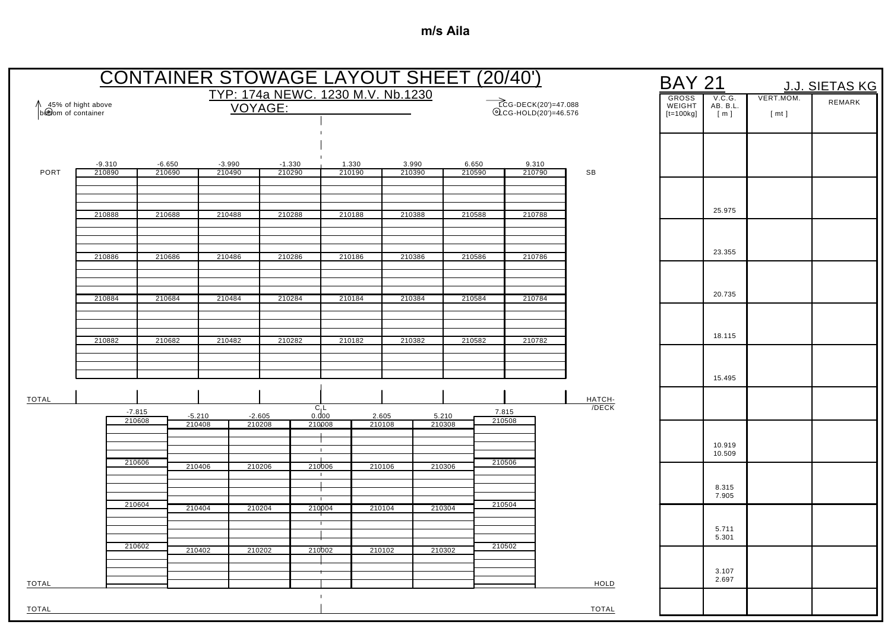**m/s Aila**

# CONTAINER STOWAGE LAYOUT SHEET (20/40')

TYP: 174a NEWC. 1230 M.V. Nb.1230

VOYAGE: ______________

45% of hight above bottom of container

LCG-DECK(20')=47.088
LCG-HOLD(20')=46.576

## BAY 21

J.J. SIETAS KG

### Deck

| | -9.310 | -6.650 | -3.990 | -1.330 | 1.330 | 3.990 | 6.650 | 9.310 | |
|---|---|---|---|---|---|---|---|---|---|
| PORT | 210890 | 210690 | 210490 | 210290 | 210190 | 210390 | 210590 | 210790 | SB |
| | 210888 | 210688 | 210488 | 210288 | 210188 | 210388 | 210588 | 210788 | |
| | 210886 | 210686 | 210486 | 210286 | 210186 | 210386 | 210586 | 210786 | |
| | 210884 | 210684 | 210484 | 210284 | 210184 | 210384 | 210584 | 210784 | |
| | 210882 | 210682 | 210482 | 210282 | 210182 | 210382 | 210582 | 210782 | |
| TOTAL | | | | | | | | | HATCH-/DECK |

### Hold

| -7.815 | -5.210 | -2.605 | C.L 0.000 | 2.605 | 5.210 | 7.815 |
|---|---|---|---|---|---|---|
| 210608 | 210408 | 210208 | 210008 | 210108 | 210308 | 210508 |
| 210606 | 210406 | 210206 | 210006 | 210106 | 210306 | 210506 |
| 210604 | 210404 | 210204 | 210004 | 210104 | 210304 | 210504 |
| 210602 | 210402 | 210202 | 210002 | 210102 | 210302 | 210502 |

TOTAL — HOLD

TOTAL — TOTAL

### Summary

| GROSS WEIGHT [t=100kg] | V.C.G. AB. B.L. [ m ] | VERT.MOM. [ mt ] | REMARK |
|---|---|---|---|
| | | | |
| | 25.975 | | |
| | 23.355 | | |
| | 20.735 | | |
| | 18.115 | | |
| | 15.495 | | |
| | | | |
| | 10.919<br>10.509 | | |
| | 8.315<br>7.905 | | |
| | 5.711<br>5.301 | | |
| | 3.107<br>2.697 | | |
| | | | |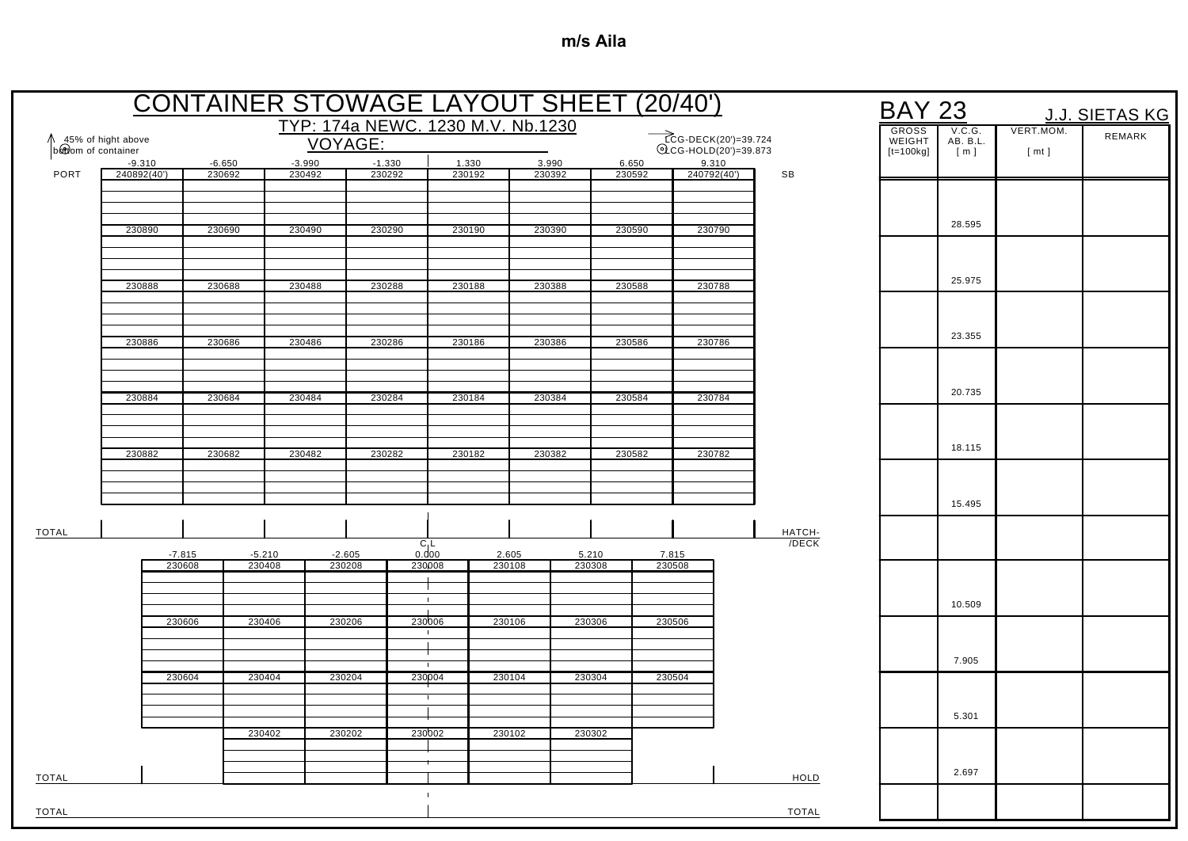**m/s Aila**

# CONTAINER STOWAGE LAYOUT SHEET (20/40')

TYP: 174a NEWC. 1230 M.V. Nb.1230

VOYAGE: ________________

45% of hight above bottom of container

LCG-DECK(20')=39.724
LCG-HOLD(20')=39.873

## BAY 23 — J.J. SIETAS KG

### Deck

| | -9.310 | -6.650 | -3.990 | -1.330 | 1.330 | 3.990 | 6.650 | 9.310 | |
|---|---|---|---|---|---|---|---|---|---|
| PORT | 240892(40') | 230692 | 230492 | 230292 | 230192 | 230392 | 230592 | 240792(40') | SB |
| | 230890 | 230690 | 230490 | 230290 | 230190 | 230390 | 230590 | 230790 | |
| | 230888 | 230688 | 230488 | 230288 | 230188 | 230388 | 230588 | 230788 | |
| | 230886 | 230686 | 230486 | 230286 | 230186 | 230386 | 230586 | 230786 | |
| | 230884 | 230684 | 230484 | 230284 | 230184 | 230384 | 230584 | 230784 | |
| | 230882 | 230682 | 230482 | 230282 | 230182 | 230382 | 230582 | 230782 | |
| TOTAL | | | | | | | | | HATCH-/DECK |

### Hold

| | -7.815 | -5.210 | -2.605 | 0.000 (C.L) | 2.605 | 5.210 | 7.815 | |
|---|---|---|---|---|---|---|---|---|
| | 230608 | 230408 | 230208 | 230008 | 230108 | 230308 | 230508 | |
| | 230606 | 230406 | 230206 | 230006 | 230106 | 230306 | 230506 | |
| | 230604 | 230404 | 230204 | 230004 | 230104 | 230304 | 230504 | |
| | | 230402 | 230202 | 230002 | 230102 | 230302 | | |
| TOTAL | | | | | | | | HOLD |
| TOTAL | | | | | | | | TOTAL |

### Weights

| GROSS WEIGHT [t=100kg] | V.C.G. AB. B.L. [ m ] | VERT.MOM. [ mt ] | REMARK |
|---|---|---|---|
| | 28.595 | | |
| | 25.975 | | |
| | 23.355 | | |
| | 20.735 | | |
| | 18.115 | | |
| | 15.495 | | |
| | | | |
| | 10.509 | | |
| | 7.905 | | |
| | 5.301 | | |
| | 2.697 | | |
| | | | |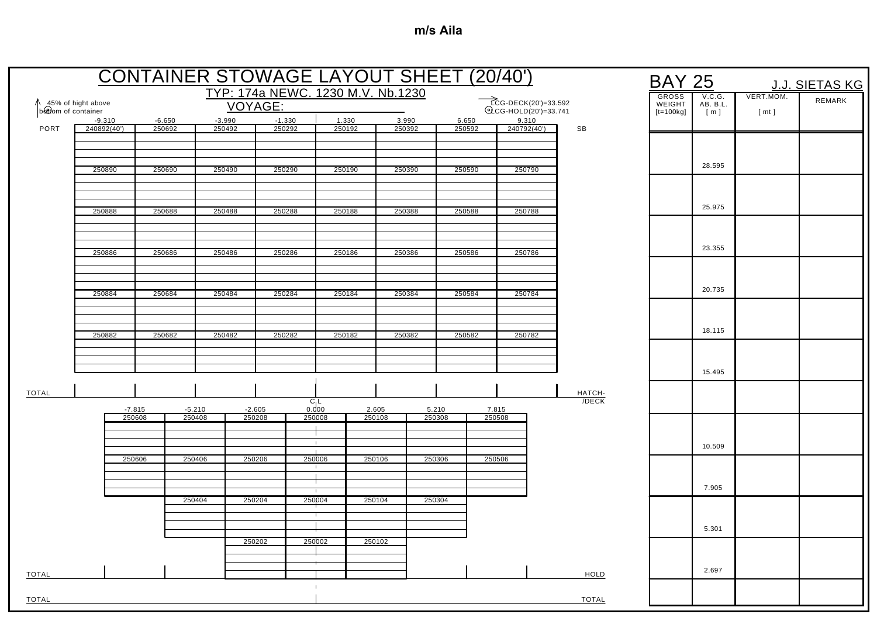**m/s Aila**

# CONTAINER STOWAGE LAYOUT SHEET (20/40')

TYP: 174a NEWC. 1230 M.V. Nb.1230

VOYAGE:

45% of hight above bottom of container

LCG-DECK(20')=33.592
LCG-HOLD(20')=33.741

## BAY 25 — J.J. SIETAS KG

### Hatch/Deck

| | -9.310 | -6.650 | -3.990 | -1.330 | 1.330 | 3.990 | 6.650 | 9.310 | |
|---|---|---|---|---|---|---|---|---|---|
| PORT | 240892(40') | 250692 | 250492 | 250292 | 250192 | 250392 | 250592 | 240792(40') | SB |
| | 250890 | 250690 | 250490 | 250290 | 250190 | 250390 | 250590 | 250790 | |
| | 250888 | 250688 | 250488 | 250288 | 250188 | 250388 | 250588 | 250788 | |
| | 250886 | 250686 | 250486 | 250286 | 250186 | 250386 | 250586 | 250786 | |
| | 250884 | 250684 | 250484 | 250284 | 250184 | 250384 | 250584 | 250784 | |
| | 250882 | 250682 | 250482 | 250282 | 250182 | 250382 | 250582 | 250782 | |
| TOTAL | | | | | | | | | HATCH-/DECK |

### Hold

| -7.815 | -5.210 | -2.605 | 0.000 (C.L) | 2.605 | 5.210 | 7.815 |
|---|---|---|---|---|---|---|
| 250608 | 250408 | 250208 | 250008 | 250108 | 250308 | 250508 |
| 250606 | 250406 | 250206 | 250006 | 250106 | 250306 | 250506 |
| | 250404 | 250204 | 250004 | 250104 | 250304 | |
| | | 250202 | 250002 | 250102 | | |

TOTAL — HOLD

TOTAL — TOTAL

### Weight / Moment Table

| GROSS WEIGHT [t=100kg] | V.C.G. AB. B.L. [ m ] | VERT.MOM. [ mt ] | REMARK |
|---|---|---|---|
| | 28.595 | | |
| | 25.975 | | |
| | 23.355 | | |
| | 20.735 | | |
| | 18.115 | | |
| | 15.495 | | |
| | | | |
| | 10.509 | | |
| | 7.905 | | |
| | 5.301 | | |
| | 2.697 | | |
| | | | |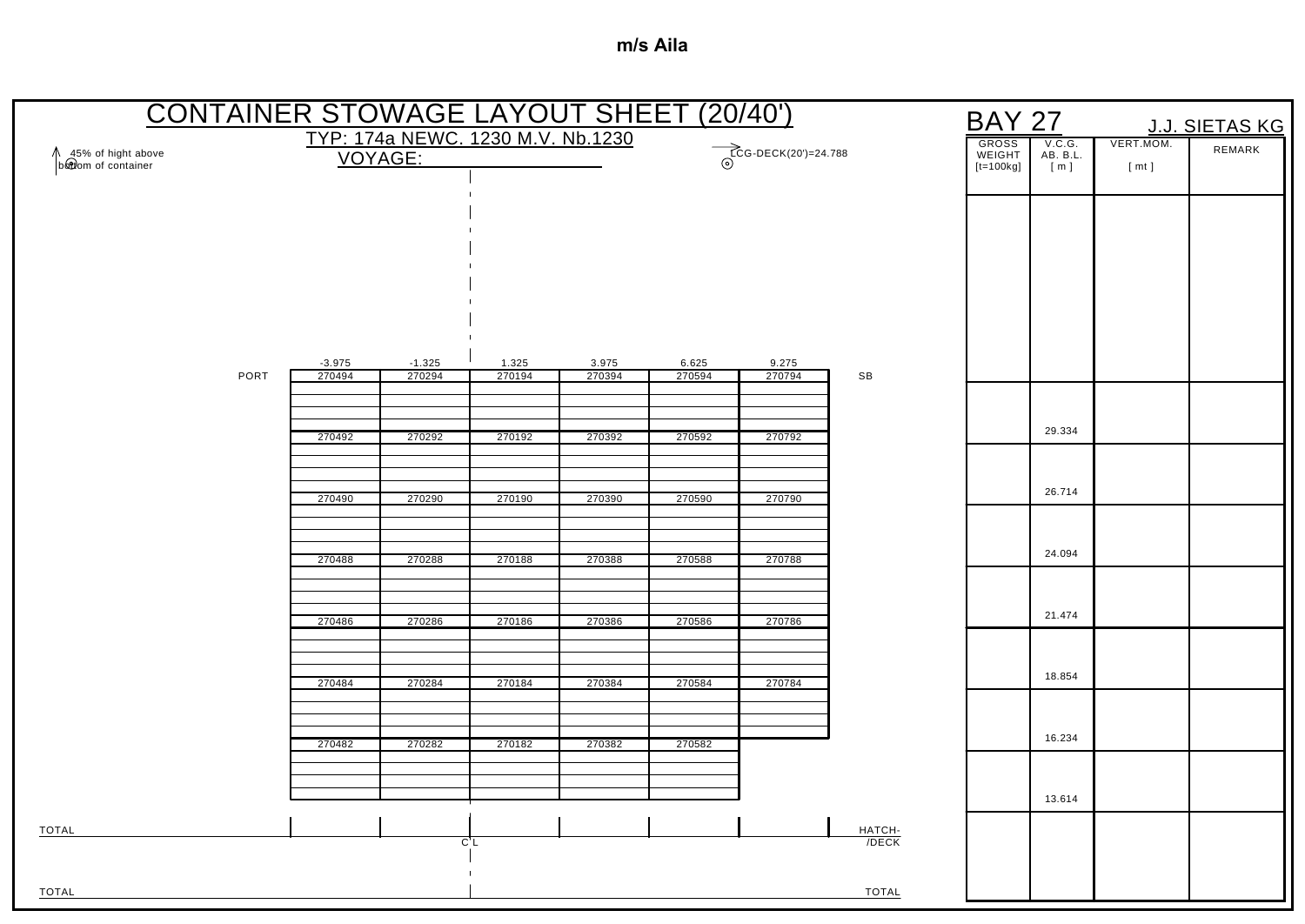**m/s Aila**

# CONTAINER STOWAGE LAYOUT SHEET (20/40')

TYP: 174a NEWC. 1230 M.V. Nb.1230

VOYAGE: ______________

45% of hight above bottom of container

LCG-DECK(20')=24.788

| | -3.975 | -1.325 | 1.325 | 3.975 | 6.625 | 9.275 | |
|---|---|---|---|---|---|---|---|
| PORT | 270494 | 270294 | 270194 | 270394 | 270594 | 270794 | SB |
| | 270492 | 270292 | 270192 | 270392 | 270592 | 270792 | |
| | 270490 | 270290 | 270190 | 270390 | 270590 | 270790 | |
| | 270488 | 270288 | 270188 | 270388 | 270588 | 270788 | |
| | 270486 | 270286 | 270186 | 270386 | 270586 | 270786 | |
| | 270484 | 270284 | 270184 | 270384 | 270584 | 270784 | |
| | 270482 | 270282 | 270182 | 270382 | 270582 | | |
| TOTAL | | | | | | | HATCH-/DECK |
| TOTAL | | | | | | | TOTAL |

C L

## BAY 27

J.J. SIETAS KG

| GROSS WEIGHT [t=100kg] | V.C.G. AB. B.L. [ m ] | VERT.MOM. [ mt ] | REMARK |
|---|---|---|---|
| | | | |
| | 29.334 | | |
| | 26.714 | | |
| | 24.094 | | |
| | 21.474 | | |
| | 18.854 | | |
| | 16.234 | | |
| | 13.614 | | |
| | | | |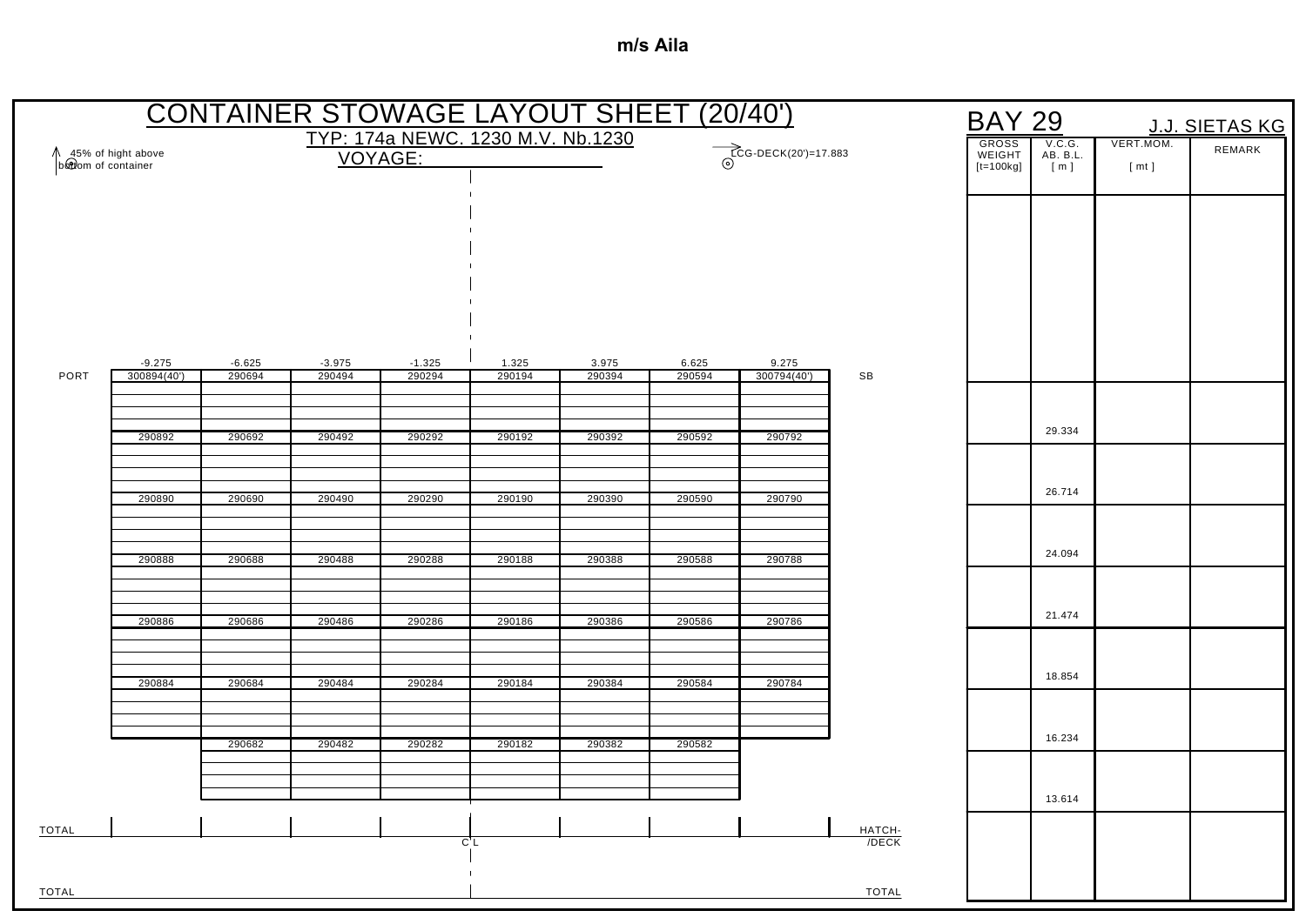**m/s Aila**

# CONTAINER STOWAGE LAYOUT SHEET (20/40')

TYP: 174a NEWC. 1230 M.V. Nb.1230

VOYAGE: ______________

45% of hight above bottom of container

LCG-DECK(20')=17.883

## BAY 29

J.J. SIETAS KG

| | -9.275 | -6.625 | -3.975 | -1.325 | 1.325 | 3.975 | 6.625 | 9.275 | |
|---|---|---|---|---|---|---|---|---|---|
| PORT | 300894(40') | 290694 | 290494 | 290294 | 290194 | 290394 | 290594 | 300794(40') | SB |
| | 290892 | 290692 | 290492 | 290292 | 290192 | 290392 | 290592 | 290792 | |
| | 290890 | 290690 | 290490 | 290290 | 290190 | 290390 | 290590 | 290790 | |
| | 290888 | 290688 | 290488 | 290288 | 290188 | 290388 | 290588 | 290788 | |
| | 290886 | 290686 | 290486 | 290286 | 290186 | 290386 | 290586 | 290786 | |
| | 290884 | 290684 | 290484 | 290284 | 290184 | 290384 | 290584 | 290784 | |
| | | 290682 | 290482 | 290282 | 290182 | 290382 | 290582 | | |
| TOTAL | | | | | | | | | HATCH-/DECK |
| TOTAL | | | | | | | | | TOTAL |

C L

| GROSS WEIGHT [t=100kg] | V.C.G. AB. B.L. [ m ] | VERT.MOM. [ mt ] | REMARK |
|---|---|---|---|
| | | | |
| | 29.334 | | |
| | 26.714 | | |
| | 24.094 | | |
| | 21.474 | | |
| | 18.854 | | |
| | 16.234 | | |
| | 13.614 | | |
| | | | |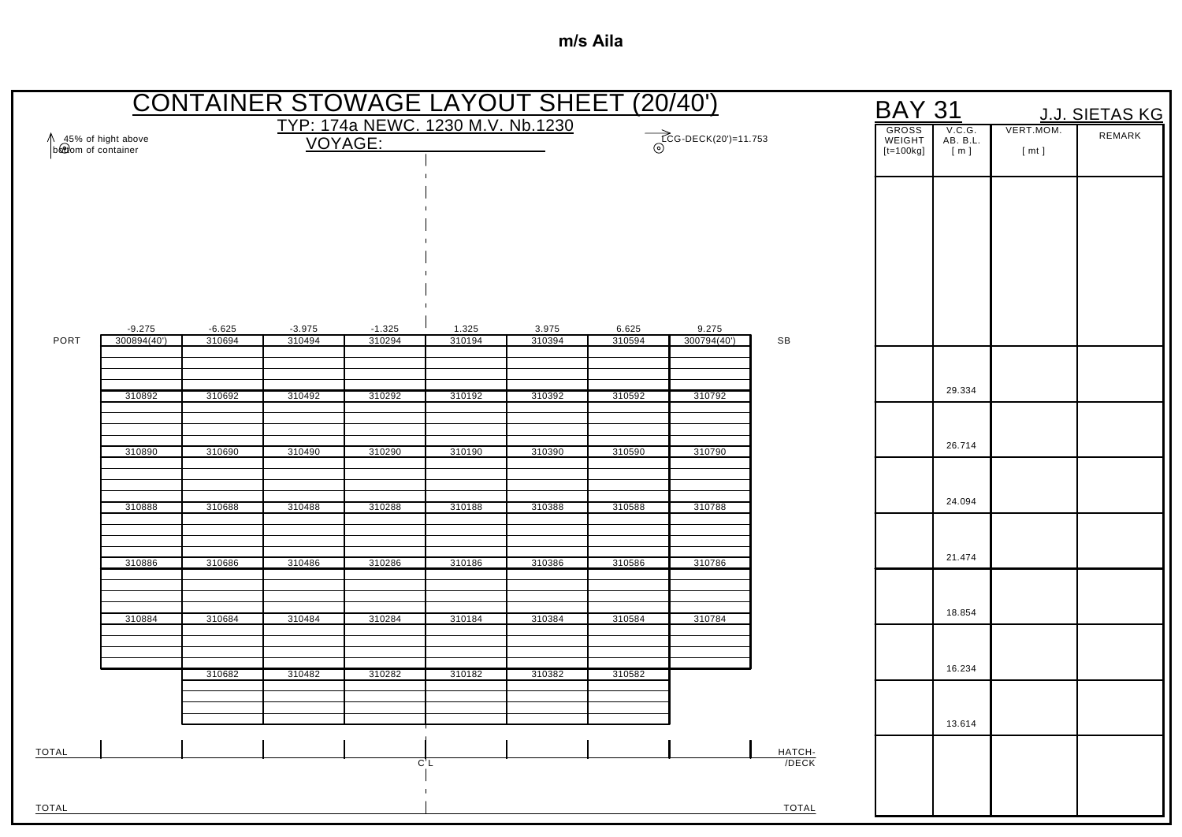**m/s Aila**

# CONTAINER STOWAGE LAYOUT SHEET (20/40')

TYP: 174a NEWC. 1230 M.V. Nb.1230

VOYAGE: ______________

45% of hight above bottom of container

LCG-DECK(20')=11.753

## BAY 31

J.J. SIETAS KG

| | -9.275 | -6.625 | -3.975 | -1.325 | 1.325 | 3.975 | 6.625 | 9.275 | |
|---|---|---|---|---|---|---|---|---|---|
| PORT | 300894(40') | 310694 | 310494 | 310294 | 310194 | 310394 | 310594 | 300794(40') | SB |
| | 310892 | 310692 | 310492 | 310292 | 310192 | 310392 | 310592 | 310792 | |
| | 310890 | 310690 | 310490 | 310290 | 310190 | 310390 | 310590 | 310790 | |
| | 310888 | 310688 | 310488 | 310288 | 310188 | 310388 | 310588 | 310788 | |
| | 310886 | 310686 | 310486 | 310286 | 310186 | 310386 | 310586 | 310786 | |
| | 310884 | 310684 | 310484 | 310284 | 310184 | 310384 | 310584 | 310784 | |
| | | 310682 | 310482 | 310282 | 310182 | 310382 | 310582 | | |
| TOTAL | | | | | | | | | HATCH-/DECK |
| TOTAL | | | | | | | | | TOTAL |

C`L

| GROSS WEIGHT [t=100kg] | V.C.G. AB. B.L. [ m ] | VERT.MOM. [ mt ] | REMARK |
|---|---|---|---|
| | | | |
| | 29.334 | | |
| | 26.714 | | |
| | 24.094 | | |
| | 21.474 | | |
| | 18.854 | | |
| | 16.234 | | |
| | 13.614 | | |
| | | | |